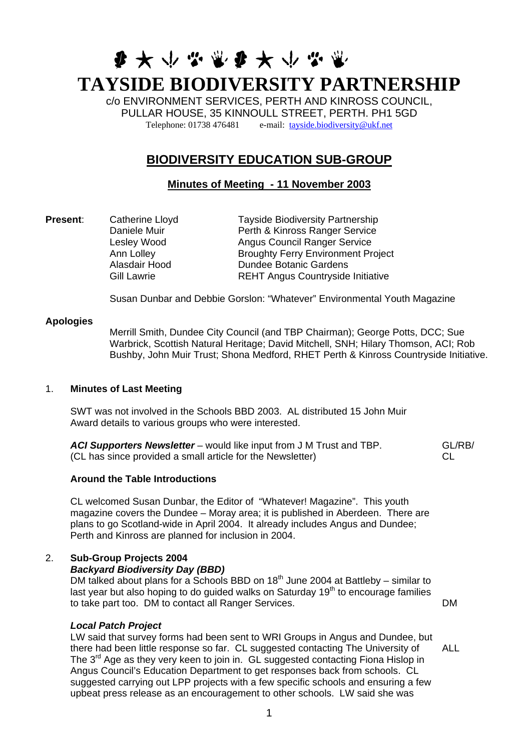# TAYSIDE BIODIVERSITY PARTNERSHIP

c/o ENVIRONMENT SERVICES, PERTH AND KINROSS COUNCIL,
PULLAR HOUSE, 35 KINNOULL STREET, PERTH. PH1 5GD
Telephone: 01738 476481 e-mail: tayside.biodiversity@ukf.net

## BIODIVERSITY EDUCATION SUB-GROUP

### Minutes of Meeting - 11 November 2003

**Present**:

| | |
|---|---|
| Catherine Lloyd | Tayside Biodiversity Partnership |
| Daniele Muir | Perth & Kinross Ranger Service |
| Lesley Wood | Angus Council Ranger Service |
| Ann Lolley | Broughty Ferry Environment Project |
| Alasdair Hood | Dundee Botanic Gardens |
| Gill Lawrie | REHT Angus Countryside Initiative |

Susan Dunbar and Debbie Gorslon: "Whatever" Environmental Youth Magazine

**Apologies**

Merrill Smith, Dundee City Council (and TBP Chairman); George Potts, DCC; Sue Warbrick, Scottish Natural Heritage; David Mitchell, SNH; Hilary Thomson, ACI; Rob Bushby, John Muir Trust; Shona Medford, RHET Perth & Kinross Countryside Initiative.

1. **Minutes of Last Meeting**

SWT was not involved in the Schools BBD 2003. AL distributed 15 John Muir Award details to various groups who were interested.

***ACI Supporters Newsletter*** – would like input from J M Trust and TBP. (CL has since provided a small article for the Newsletter) GL/RB/CL

**Around the Table Introductions**

CL welcomed Susan Dunbar, the Editor of "Whatever! Magazine". This youth magazine covers the Dundee – Moray area; it is published in Aberdeen. There are plans to go Scotland-wide in April 2004. It already includes Angus and Dundee; Perth and Kinross are planned for inclusion in 2004.

2. **Sub-Group Projects 2004**

***Backyard Biodiversity Day (BBD)***

DM talked about plans for a Schools BBD on 18th June 2004 at Battleby – similar to last year but also hoping to do guided walks on Saturday 19th to encourage families to take part too. DM to contact all Ranger Services. DM

***Local Patch Project***

LW said that survey forms had been sent to WRI Groups in Angus and Dundee, but there had been little response so far. CL suggested contacting The University of The 3rd Age as they very keen to join in. GL suggested contacting Fiona Hislop in Angus Council's Education Department to get responses back from schools. CL suggested carrying out LPP projects with a few specific schools and ensuring a few upbeat press release as an encouragement to other schools. LW said she was ALL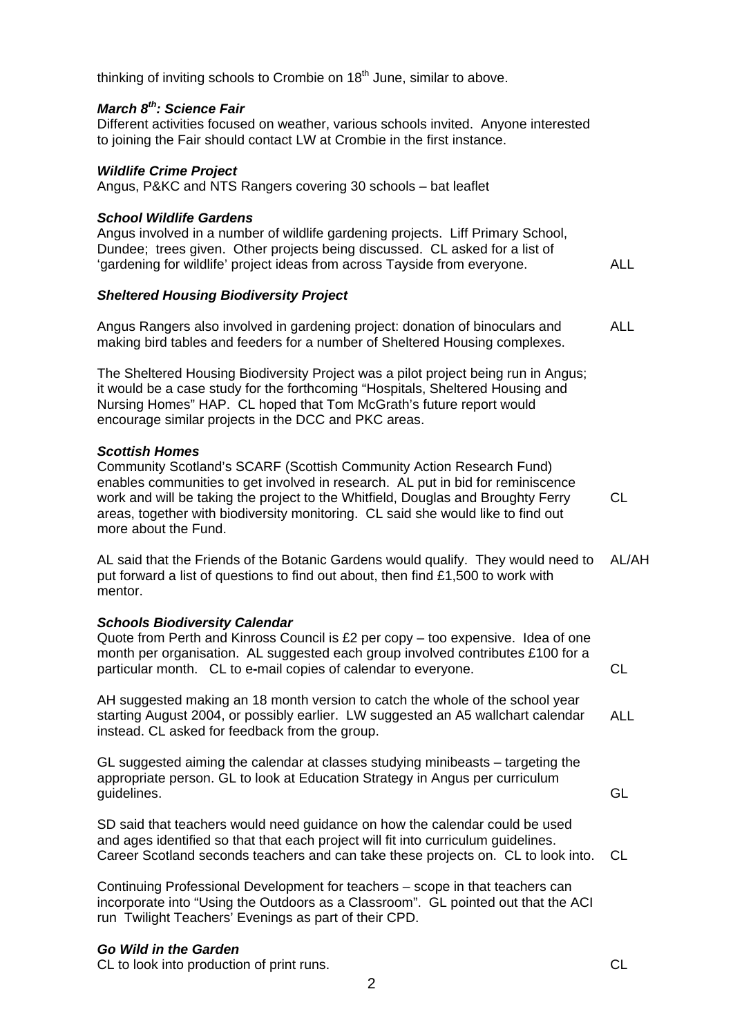thinking of inviting schools to Crombie on 18th June, similar to above.

***March 8th: Science Fair***

Different activities focused on weather, various schools invited. Anyone interested to joining the Fair should contact LW at Crombie in the first instance.

***Wildlife Crime Project***

Angus, P&KC and NTS Rangers covering 30 schools – bat leaflet

***School Wildlife Gardens***

Angus involved in a number of wildlife gardening projects. Liff Primary School, Dundee; trees given. Other projects being discussed. CL asked for a list of 'gardening for wildlife' project ideas from across Tayside from everyone. **ALL**

***Sheltered Housing Biodiversity Project***

Angus Rangers also involved in gardening project: donation of binoculars and making bird tables and feeders for a number of Sheltered Housing complexes. **ALL**

The Sheltered Housing Biodiversity Project was a pilot project being run in Angus; it would be a case study for the forthcoming "Hospitals, Sheltered Housing and Nursing Homes" HAP. CL hoped that Tom McGrath's future report would encourage similar projects in the DCC and PKC areas.

***Scottish Homes***

Community Scotland's SCARF (Scottish Community Action Research Fund) enables communities to get involved in research. AL put in bid for reminiscence work and will be taking the project to the Whitfield, Douglas and Broughty Ferry areas, together with biodiversity monitoring. CL said she would like to find out more about the Fund. **CL**

AL said that the Friends of the Botanic Gardens would qualify. They would need to put forward a list of questions to find out about, then find £1,500 to work with mentor. **AL/AH**

***Schools Biodiversity Calendar***

Quote from Perth and Kinross Council is £2 per copy – too expensive. Idea of one month per organisation. AL suggested each group involved contributes £100 for a particular month. CL to e-mail copies of calendar to everyone. **CL**

AH suggested making an 18 month version to catch the whole of the school year starting August 2004, or possibly earlier. LW suggested an A5 wallchart calendar instead. CL asked for feedback from the group. **ALL**

GL suggested aiming the calendar at classes studying minibeasts – targeting the appropriate person. GL to look at Education Strategy in Angus per curriculum guidelines. **GL**

SD said that teachers would need guidance on how the calendar could be used and ages identified so that that each project will fit into curriculum guidelines. Career Scotland seconds teachers and can take these projects on. CL to look into. **CL**

Continuing Professional Development for teachers – scope in that teachers can incorporate into "Using the Outdoors as a Classroom". GL pointed out that the ACI run Twilight Teachers' Evenings as part of their CPD.

***Go Wild in the Garden***

CL to look into production of print runs. **CL**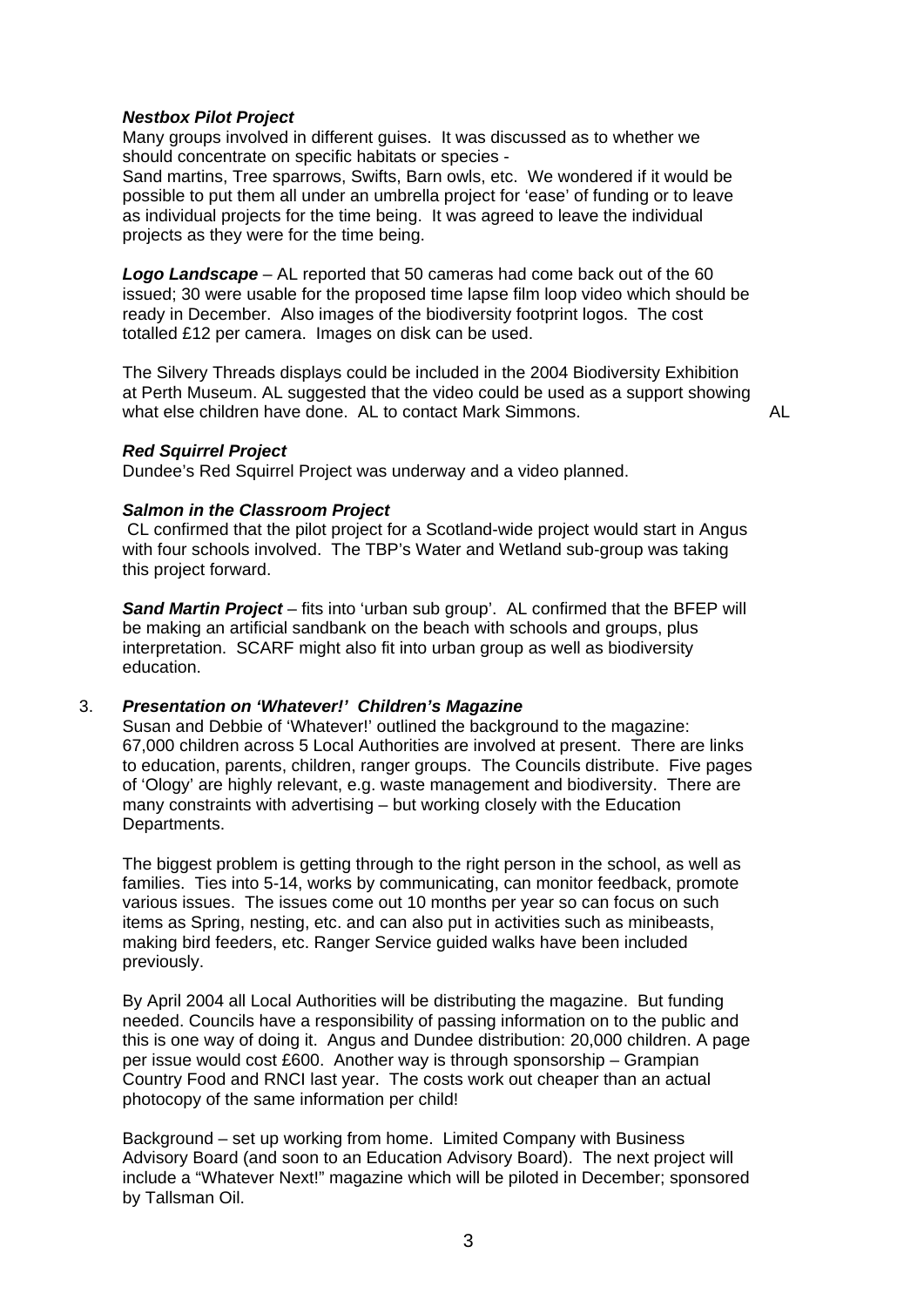***Nestbox Pilot Project***

Many groups involved in different guises. It was discussed as to whether we should concentrate on specific habitats or species -
Sand martins, Tree sparrows, Swifts, Barn owls, etc. We wondered if it would be possible to put them all under an umbrella project for 'ease' of funding or to leave as individual projects for the time being. It was agreed to leave the individual projects as they were for the time being.

***Logo Landscape*** – AL reported that 50 cameras had come back out of the 60 issued; 30 were usable for the proposed time lapse film loop video which should be ready in December. Also images of the biodiversity footprint logos. The cost totalled £12 per camera. Images on disk can be used.

The Silvery Threads displays could be included in the 2004 Biodiversity Exhibition at Perth Museum. AL suggested that the video could be used as a support showing what else children have done. AL to contact Mark Simmons. AL

***Red Squirrel Project***

Dundee's Red Squirrel Project was underway and a video planned.

***Salmon in the Classroom Project***

CL confirmed that the pilot project for a Scotland-wide project would start in Angus with four schools involved. The TBP's Water and Wetland sub-group was taking this project forward.

***Sand Martin Project*** – fits into 'urban sub group'. AL confirmed that the BFEP will be making an artificial sandbank on the beach with schools and groups, plus interpretation. SCARF might also fit into urban group as well as biodiversity education.

3. ***Presentation on 'Whatever!' Children's Magazine***

Susan and Debbie of 'Whatever!' outlined the background to the magazine: 67,000 children across 5 Local Authorities are involved at present. There are links to education, parents, children, ranger groups. The Councils distribute. Five pages of 'Ology' are highly relevant, e.g. waste management and biodiversity. There are many constraints with advertising – but working closely with the Education Departments.

The biggest problem is getting through to the right person in the school, as well as families. Ties into 5-14, works by communicating, can monitor feedback, promote various issues. The issues come out 10 months per year so can focus on such items as Spring, nesting, etc. and can also put in activities such as minibeasts, making bird feeders, etc. Ranger Service guided walks have been included previously.

By April 2004 all Local Authorities will be distributing the magazine. But funding needed. Councils have a responsibility of passing information on to the public and this is one way of doing it. Angus and Dundee distribution: 20,000 children. A page per issue would cost £600. Another way is through sponsorship – Grampian Country Food and RNCI last year. The costs work out cheaper than an actual photocopy of the same information per child!

Background – set up working from home. Limited Company with Business Advisory Board (and soon to an Education Advisory Board). The next project will include a "Whatever Next!" magazine which will be piloted in December; sponsored by Tallsman Oil.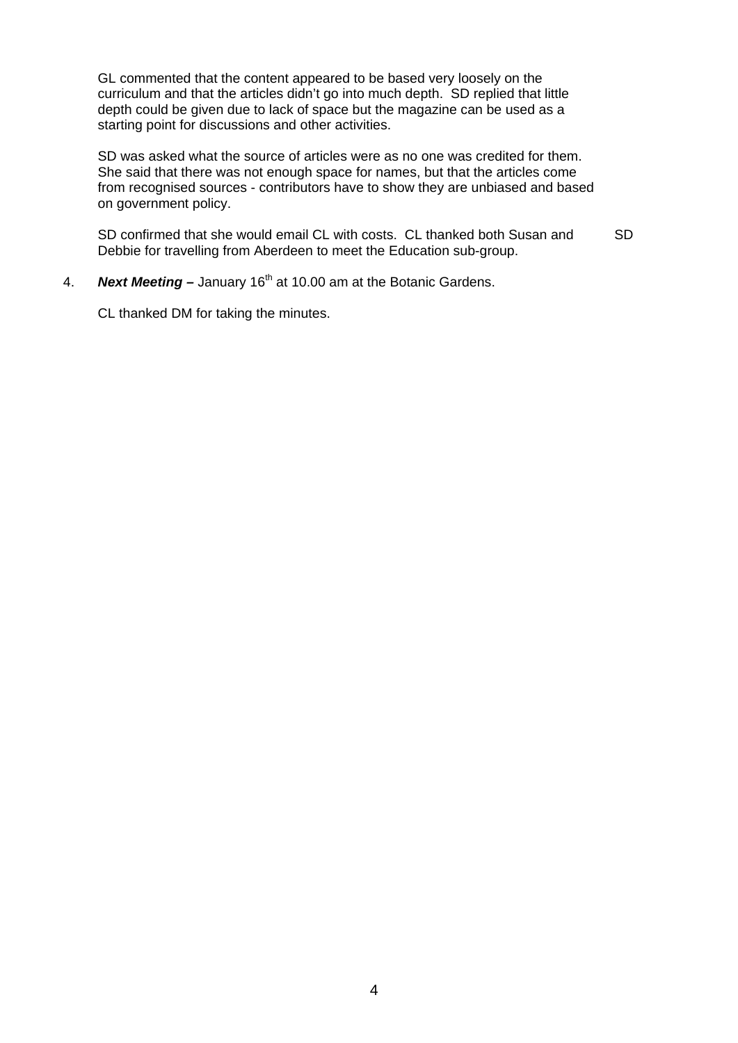GL commented that the content appeared to be based very loosely on the curriculum and that the articles didn't go into much depth. SD replied that little depth could be given due to lack of space but the magazine can be used as a starting point for discussions and other activities.

SD was asked what the source of articles were as no one was credited for them. She said that there was not enough space for names, but that the articles come from recognised sources - contributors have to show they are unbiased and based on government policy.

SD confirmed that she would email CL with costs. CL thanked both Susan and Debbie for travelling from Aberdeen to meet the Education sub-group. SD

4. ***Next Meeting –*** January 16th at 10.00 am at the Botanic Gardens.

CL thanked DM for taking the minutes.